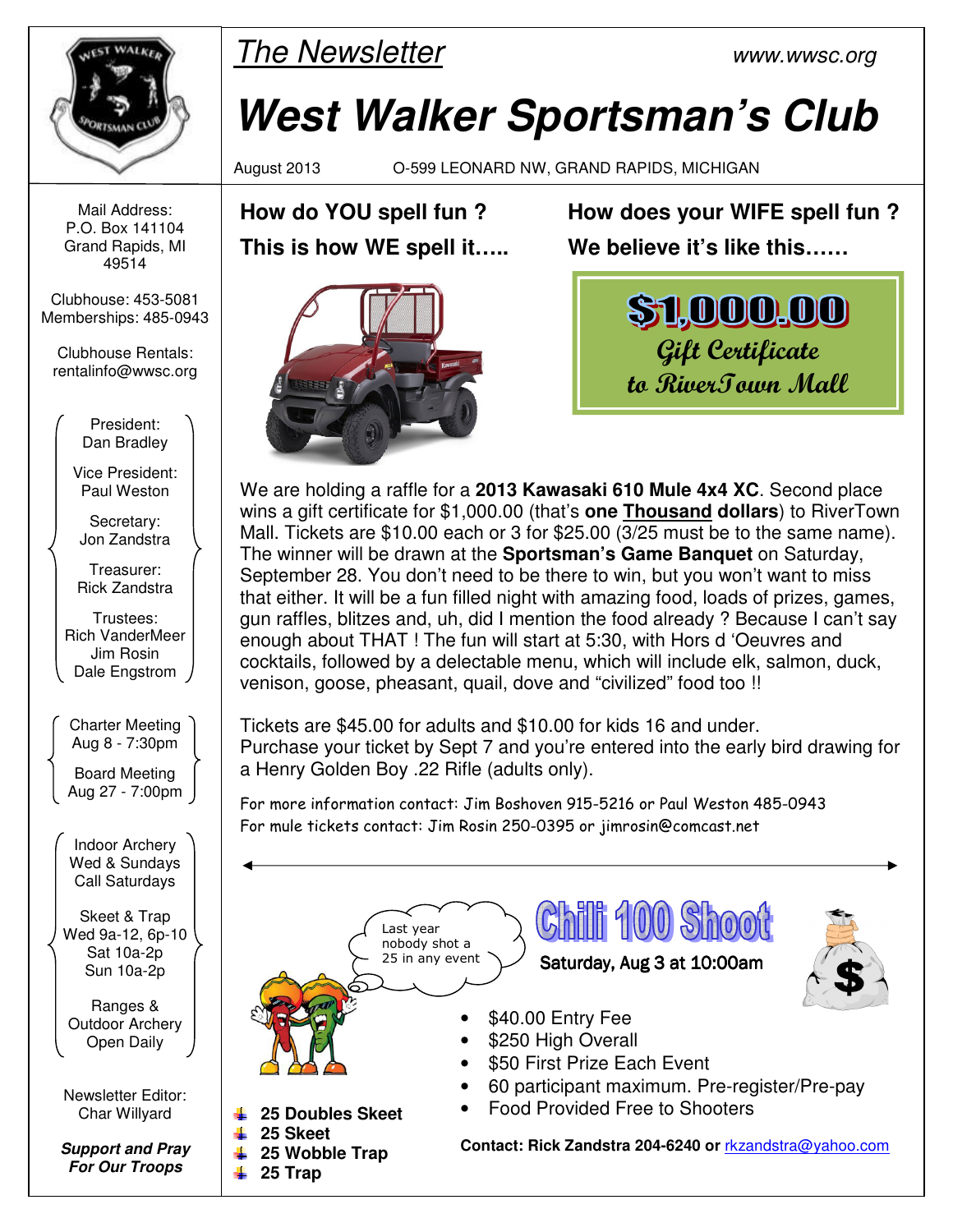*The Newsletter* www.wwsc.org

# West Walker Sportsman's Club

August 2013 O-599 LEONARD NW, GRAND RAPIDS, MICHIGAN

Mail Address:
P.O. Box 141104
Grand Rapids, MI
49514

Clubhouse: 453-5081
Memberships: 485-0943

Clubhouse Rentals:
rentalinfo@wwsc.org

President:
Dan Bradley

Vice President:
Paul Weston

Secretary:
Jon Zandstra

Treasurer:
Rick Zandstra

Trustees:
Rich VanderMeer
Jim Rosin
Dale Engstrom

Charter Meeting
Aug 8 - 7:30pm

Board Meeting
Aug 27 - 7:00pm

Indoor Archery
Wed & Sundays
Call Saturdays

Skeet & Trap
Wed 9a-12, 6p-10
Sat 10a-2p
Sun 10a-2p

Ranges &
Outdoor Archery
Open Daily

Newsletter Editor:
Char Willyard

***Support and Pray For Our Troops***

## How do YOU spell fun ?

## This is how WE spell it…..

## How does your WIFE spell fun ?

## We believe it's like this……

**$1,000.00**
*Gift Certificate*
*to RiverTown Mall*

We are holding a raffle for a **2013 Kawasaki 610 Mule 4x4 XC**. Second place wins a gift certificate for $1,000.00 (that's **one Thousand dollars**) to RiverTown Mall. Tickets are $10.00 each or 3 for $25.00 (3/25 must be to the same name). The winner will be drawn at the **Sportsman's Game Banquet** on Saturday, September 28. You don't need to be there to win, but you won't want to miss that either. It will be a fun filled night with amazing food, loads of prizes, games, gun raffles, blitzes and, uh, did I mention the food already ? Because I can't say enough about THAT ! The fun will start at 5:30, with Hors d 'Oeuvres and cocktails, followed by a delectable menu, which will include elk, salmon, duck, venison, goose, pheasant, quail, dove and "civilized" food too !!

Tickets are $45.00 for adults and $10.00 for kids 16 and under.
Purchase your ticket by Sept 7 and you're entered into the early bird drawing for a Henry Golden Boy .22 Rifle (adults only).

For more information contact: Jim Boshoven 915-5216 or Paul Weston 485-0943
For mule tickets contact: Jim Rosin 250-0395 or jimrosin@comcast.net

---

## Chili 100 Shoot

**Saturday, Aug 3 at 10:00am**

Last year nobody shot a 25 in any event

- $40.00 Entry Fee
- $250 High Overall
- $50 First Prize Each Event
- 60 participant maximum. Pre-register/Pre-pay
- Food Provided Free to Shooters

**Contact: Rick Zandstra 204-6240 or** rkzandstra@yahoo.com

- **25 Doubles Skeet**
- **25 Skeet**
- **25 Wobble Trap**
- **25 Trap**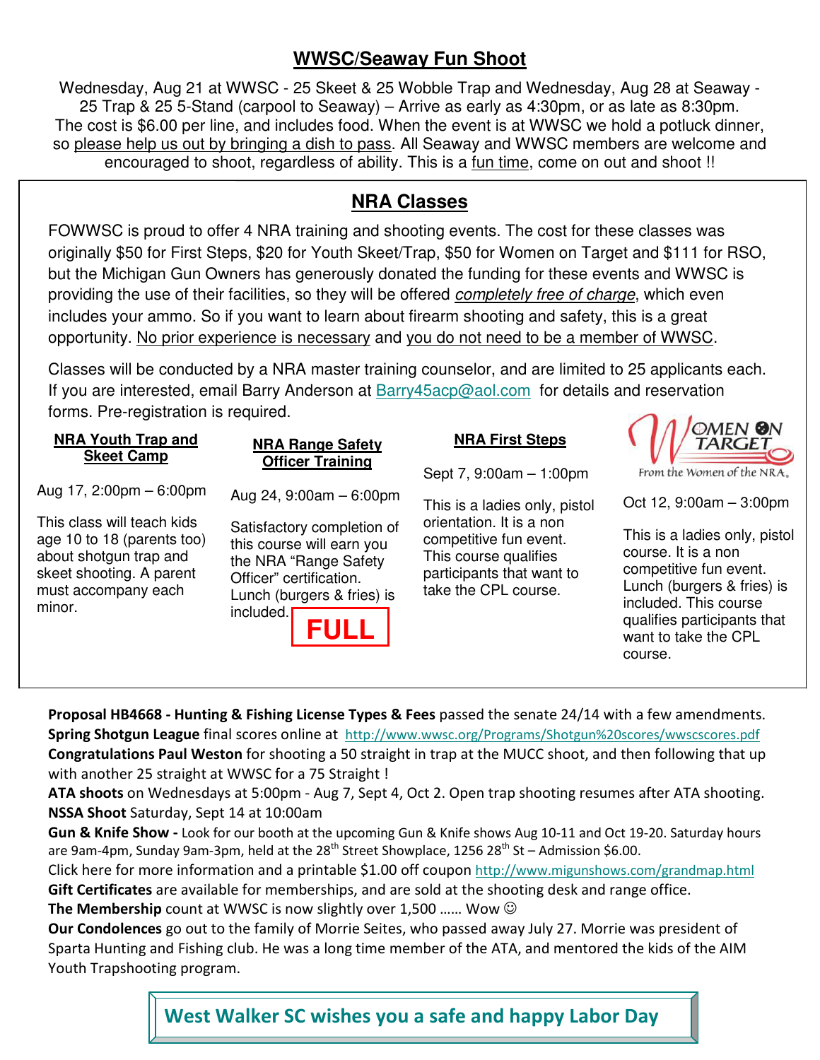## WWSC/Seaway Fun Shoot

Wednesday, Aug 21 at WWSC - 25 Skeet & 25 Wobble Trap and Wednesday, Aug 28 at Seaway - 25 Trap & 25 5-Stand (carpool to Seaway) – Arrive as early as 4:30pm, or as late as 8:30pm. The cost is $6.00 per line, and includes food. When the event is at WWSC we hold a potluck dinner, so please help us out by bringing a dish to pass. All Seaway and WWSC members are welcome and encouraged to shoot, regardless of ability. This is a fun time, come on out and shoot !!

## NRA Classes

FOWWSC is proud to offer 4 NRA training and shooting events. The cost for these classes was originally $50 for First Steps, $20 for Youth Skeet/Trap, $50 for Women on Target and $111 for RSO, but the Michigan Gun Owners has generously donated the funding for these events and WWSC is providing the use of their facilities, so they will be offered *completely free of charge*, which even includes your ammo. So if you want to learn about firearm shooting and safety, this is a great opportunity. No prior experience is necessary and you do not need to be a member of WWSC.

Classes will be conducted by a NRA master training counselor, and are limited to 25 applicants each. If you are interested, email Barry Anderson at Barry45acp@aol.com for details and reservation forms. Pre-registration is required.

### NRA Youth Trap and Skeet Camp

Aug 17, 2:00pm – 6:00pm

This class will teach kids age 10 to 18 (parents too) about shotgun trap and skeet shooting. A parent must accompany each minor.

### NRA Range Safety Officer Training

Aug 24, 9:00am – 6:00pm

Satisfactory completion of this course will earn you the NRA "Range Safety Officer" certification. Lunch (burgers & fries) is included.

**FULL**

### NRA First Steps

Sept 7, 9:00am – 1:00pm

This is a ladies only, pistol orientation. It is a non competitive fun event. This course qualifies participants that want to take the CPL course.

### Women On Target

From the Women of the NRA.

Oct 12, 9:00am – 3:00pm

This is a ladies only, pistol course. It is a non competitive fun event. Lunch (burgers & fries) is included. This course qualifies participants that want to take the CPL course.

**Proposal HB4668 - Hunting & Fishing License Types & Fees** passed the senate 24/14 with a few amendments.
**Spring Shotgun League** final scores online at http://www.wwsc.org/Programs/Shotgun%20scores/wwscscores.pdf
**Congratulations Paul Weston** for shooting a 50 straight in trap at the MUCC shoot, and then following that up with another 25 straight at WWSC for a 75 Straight !
**ATA shoots** on Wednesdays at 5:00pm - Aug 7, Sept 4, Oct 2. Open trap shooting resumes after ATA shooting.
**NSSA Shoot** Saturday, Sept 14 at 10:00am
**Gun & Knife Show -** Look for our booth at the upcoming Gun & Knife shows Aug 10-11 and Oct 19-20. Saturday hours are 9am-4pm, Sunday 9am-3pm, held at the 28th Street Showplace, 1256 28th St – Admission $6.00.
Click here for more information and a printable $1.00 off coupon http://www.migunshows.com/grandmap.html
**Gift Certificates** are available for memberships, and are sold at the shooting desk and range office.
**The Membership** count at WWSC is now slightly over 1,500 …… Wow ☺
**Our Condolences** go out to the family of Morrie Seites, who passed away July 27. Morrie was president of Sparta Hunting and Fishing club. He was a long time member of the ATA, and mentored the kids of the AIM Youth Trapshooting program.

**West Walker SC wishes you a safe and happy Labor Day**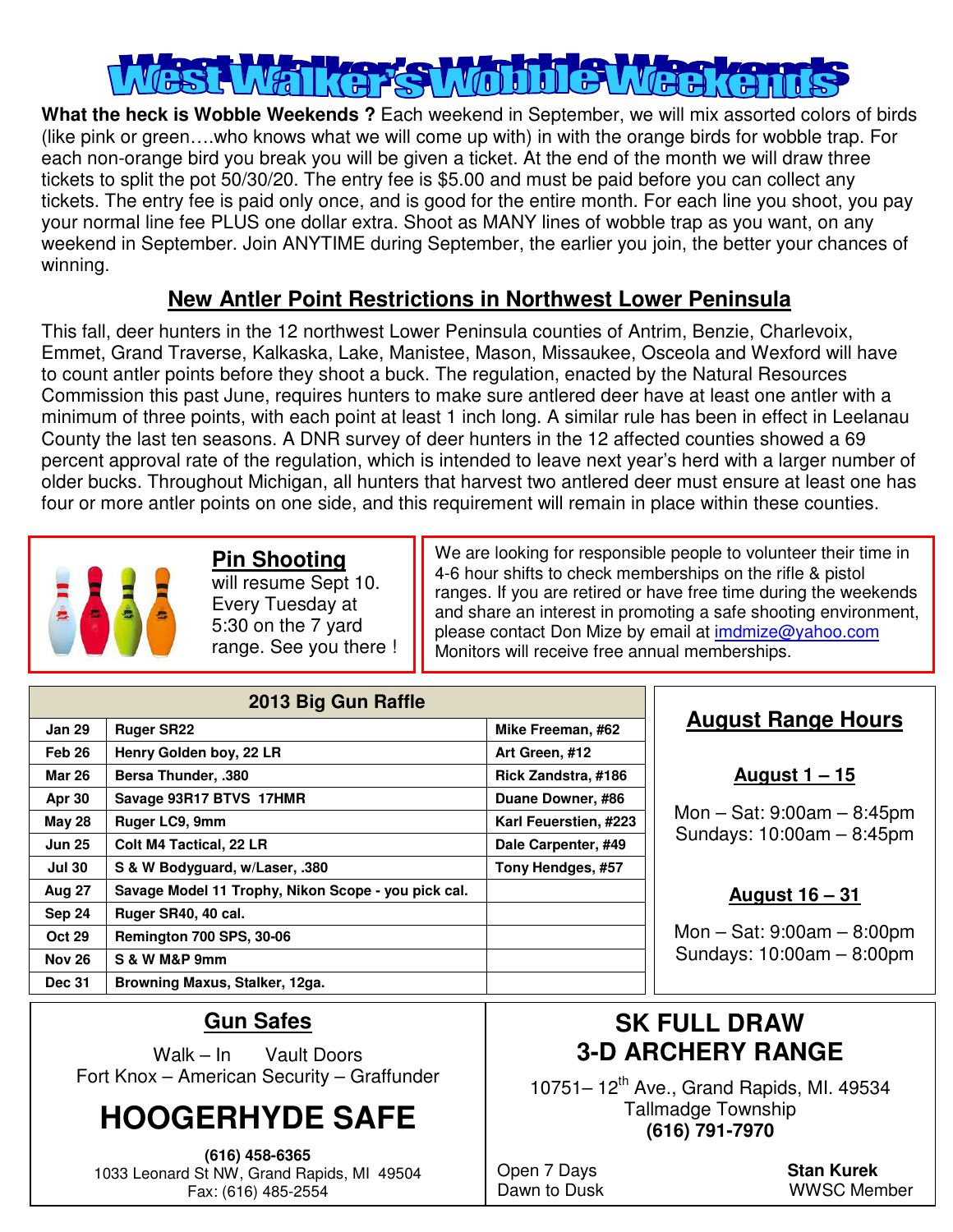# West Walker's Wobble Weekends

**What the heck is Wobble Weekends ?** Each weekend in September, we will mix assorted colors of birds (like pink or green….who knows what we will come up with) in with the orange birds for wobble trap. For each non-orange bird you break you will be given a ticket. At the end of the month we will draw three tickets to split the pot 50/30/20. The entry fee is $5.00 and must be paid before you can collect any tickets. The entry fee is paid only once, and is good for the entire month. For each line you shoot, you pay your normal line fee PLUS one dollar extra. Shoot as MANY lines of wobble trap as you want, on any weekend in September. Join ANYTIME during September, the earlier you join, the better your chances of winning.

## New Antler Point Restrictions in Northwest Lower Peninsula

This fall, deer hunters in the 12 northwest Lower Peninsula counties of Antrim, Benzie, Charlevoix, Emmet, Grand Traverse, Kalkaska, Lake, Manistee, Mason, Missaukee, Osceola and Wexford will have to count antler points before they shoot a buck. The regulation, enacted by the Natural Resources Commission this past June, requires hunters to make sure antlered deer have at least one antler with a minimum of three points, with each point at least 1 inch long. A similar rule has been in effect in Leelanau County the last ten seasons. A DNR survey of deer hunters in the 12 affected counties showed a 69 percent approval rate of the regulation, which is intended to leave next year's herd with a larger number of older bucks. Throughout Michigan, all hunters that harvest two antlered deer must ensure at least one has four or more antler points on one side, and this requirement will remain in place within these counties.

## Pin Shooting

will resume Sept 10. Every Tuesday at 5:30 on the 7 yard range. See you there !

We are looking for responsible people to volunteer their time in 4-6 hour shifts to check memberships on the rifle & pistol ranges. If you are retired or have free time during the weekends and share an interest in promoting a safe shooting environment, please contact Don Mize by email at imdmize@yahoo.com Monitors will receive free annual memberships.

**2013 Big Gun Raffle**

| Date | Prize | Winner |
|---|---|---|
| Jan 29 | Ruger SR22 | Mike Freeman, #62 |
| Feb 26 | Henry Golden boy, 22 LR | Art Green, #12 |
| Mar 26 | Bersa Thunder, .380 | Rick Zandstra, #186 |
| Apr 30 | Savage 93R17 BTVS 17HMR | Duane Downer, #86 |
| May 28 | Ruger LC9, 9mm | Karl Feuerstien, #223 |
| Jun 25 | Colt M4 Tactical, 22 LR | Dale Carpenter, #49 |
| Jul 30 | S & W Bodyguard, w/Laser, .380 | Tony Hendges, #57 |
| Aug 27 | Savage Model 11 Trophy, Nikon Scope - you pick cal. | |
| Sep 24 | Ruger SR40, 40 cal. | |
| Oct 29 | Remington 700 SPS, 30-06 | |
| Nov 26 | S & W M&P 9mm | |
| Dec 31 | Browning Maxus, Stalker, 12ga. | |

## August Range Hours

**August 1 – 15**

Mon – Sat: 9:00am – 8:45pm
Sundays: 10:00am – 8:45pm

**August 16 – 31**

Mon – Sat: 9:00am – 8:00pm
Sundays: 10:00am – 8:00pm

## Gun Safes

Walk – In Vault Doors
Fort Knox – American Security – Graffunder

# HOOGERHYDE SAFE

**(616) 458-6365**
1033 Leonard St NW, Grand Rapids, MI 49504
Fax: (616) 485-2554

## SK FULL DRAW 3-D ARCHERY RANGE

10751– 12th Ave., Grand Rapids, MI. 49534
Tallmadge Township
**(616) 791-7970**

Open 7 Days
Dawn to Dusk

**Stan Kurek**
WWSC Member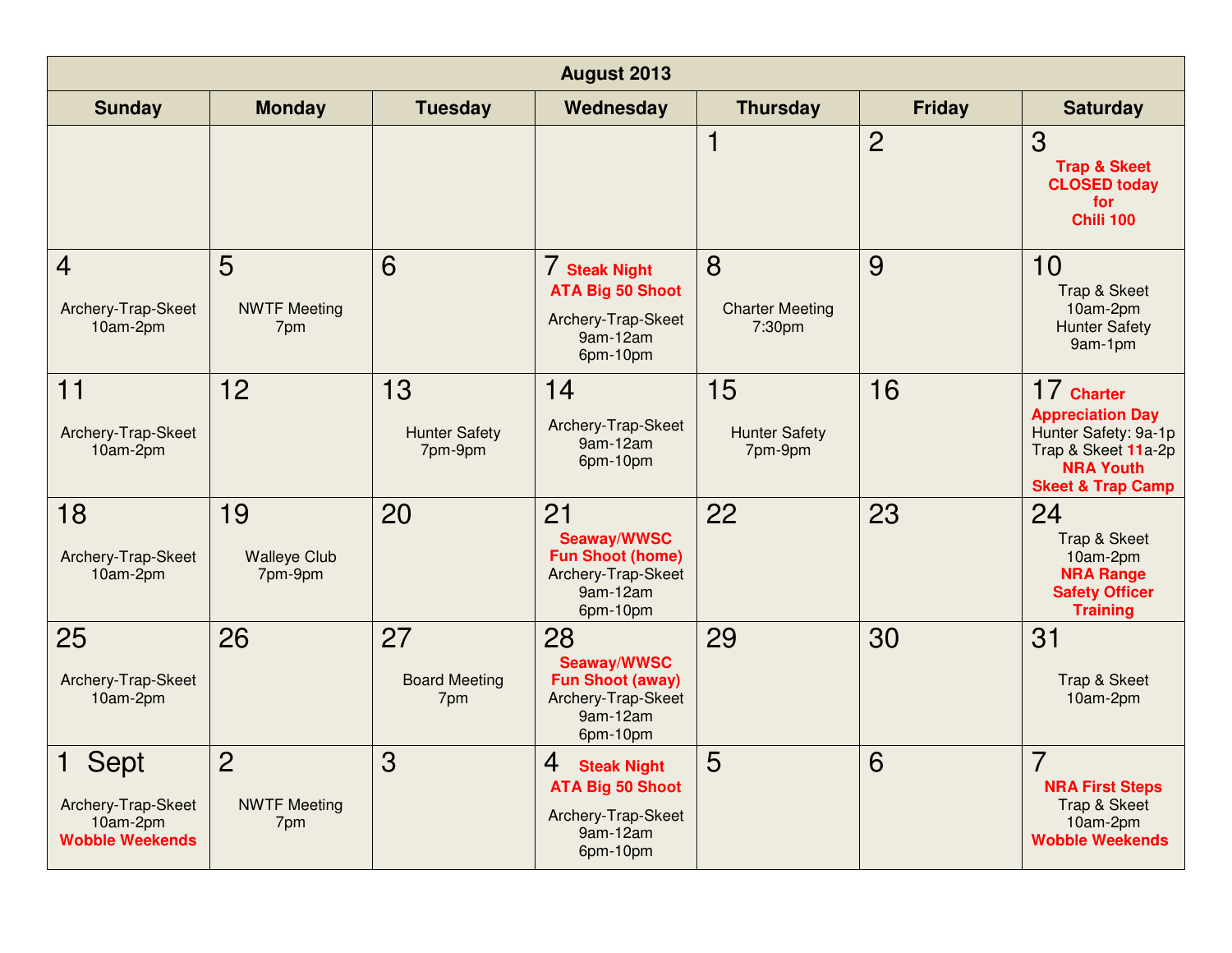| August 2013 | | | | | | |
|---|---|---|---|---|---|---|
| **Sunday** | **Monday** | **Tuesday** | **Wednesday** | **Thursday** | **Friday** | **Saturday** |
| | | | | 1 | 2 | 3 **Trap & Skeet CLOSED today for Chili 100** |
| 4 Archery-Trap-Skeet 10am-2pm | 5 NWTF Meeting 7pm | 6 | 7 **Steak Night** **ATA Big 50 Shoot** Archery-Trap-Skeet 9am-12am 6pm-10pm | 8 Charter Meeting 7:30pm | 9 | 10 Trap & Skeet 10am-2pm Hunter Safety 9am-1pm |
| 11 Archery-Trap-Skeet 10am-2pm | 12 | 13 Hunter Safety 7pm-9pm | 14 Archery-Trap-Skeet 9am-12am 6pm-10pm | 15 Hunter Safety 7pm-9pm | 16 | 17 **Charter Appreciation Day** Hunter Safety: 9a-1p Trap & Skeet **11**a-2p **NRA Youth Skeet & Trap Camp** |
| 18 Archery-Trap-Skeet 10am-2pm | 19 Walleye Club 7pm-9pm | 20 | 21 **Seaway/WWSC Fun Shoot (home)** Archery-Trap-Skeet 9am-12am 6pm-10pm | 22 | 23 | 24 Trap & Skeet 10am-2pm **NRA Range Safety Officer Training** |
| 25 Archery-Trap-Skeet 10am-2pm | 26 | 27 Board Meeting 7pm | 28 **Seaway/WWSC Fun Shoot (away)** Archery-Trap-Skeet 9am-12am 6pm-10pm | 29 | 30 | 31 Trap & Skeet 10am-2pm |
| 1 Sept Archery-Trap-Skeet 10am-2pm **Wobble Weekends** | 2 NWTF Meeting 7pm | 3 | 4 **Steak Night** **ATA Big 50 Shoot** Archery-Trap-Skeet 9am-12am 6pm-10pm | 5 | 6 | 7 **NRA First Steps** Trap & Skeet 10am-2pm **Wobble Weekends** |